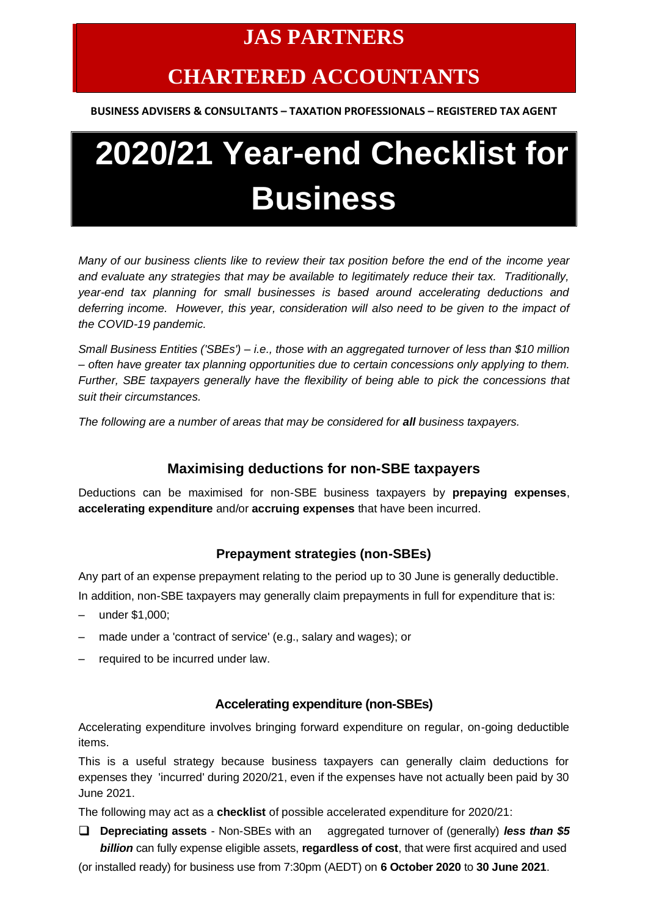# JAS PARTNERS

## CHARTERED ACCOUNTANTS

**BUSINESS ADVISERS & CONSULTANTS – TAXATION PROFESSIONALS – REGISTERED TAX AGENT**

# 2020/21 Year-end Checklist for Business

*Many of our business clients like to review their tax position before the end of the income year and evaluate any strategies that may be available to legitimately reduce their tax. Traditionally, year-end tax planning for small businesses is based around accelerating deductions and deferring income. However, this year, consideration will also need to be given to the impact of the COVID-19 pandemic.*

*Small Business Entities ('SBEs') – i.e., those with an aggregated turnover of less than $10 million – often have greater tax planning opportunities due to certain concessions only applying to them. Further, SBE taxpayers generally have the flexibility of being able to pick the concessions that suit their circumstances.*

*The following are a number of areas that may be considered for **all** business taxpayers.*

## Maximising deductions for non-SBE taxpayers

Deductions can be maximised for non-SBE business taxpayers by **prepaying expenses**, **accelerating expenditure** and/or **accruing expenses** that have been incurred.

### Prepayment strategies (non-SBEs)

Any part of an expense prepayment relating to the period up to 30 June is generally deductible.

In addition, non-SBE taxpayers may generally claim prepayments in full for expenditure that is:

- under $1,000;
- made under a 'contract of service' (e.g., salary and wages); or
- required to be incurred under law.

### Accelerating expenditure (non-SBEs)

Accelerating expenditure involves bringing forward expenditure on regular, on-going deductible items.

This is a useful strategy because business taxpayers can generally claim deductions for expenses they 'incurred' during 2020/21, even if the expenses have not actually been paid by 30 June 2021.

The following may act as a **checklist** of possible accelerated expenditure for 2020/21:

- [ ] **Depreciating assets** - Non-SBEs with an aggregated turnover of (generally) ***less than $5 billion*** can fully expense eligible assets, **regardless of cost**, that were first acquired and used (or installed ready) for business use from 7:30pm (AEDT) on **6 October 2020** to **30 June 2021**.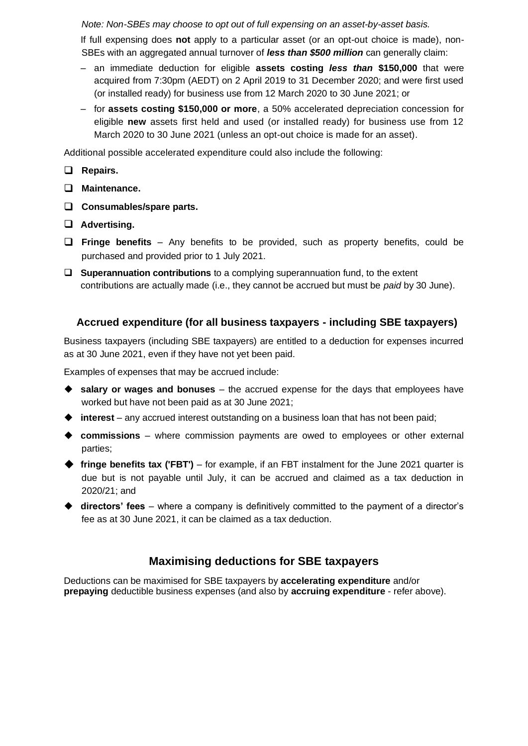*Note: Non-SBEs may choose to opt out of full expensing on an asset-by-asset basis.*

If full expensing does **not** apply to a particular asset (or an opt-out choice is made), non-SBEs with an aggregated annual turnover of ***less than $500 million*** can generally claim:

- an immediate deduction for eligible **assets costing *less than* $150,000** that were acquired from 7:30pm (AEDT) on 2 April 2019 to 31 December 2020; and were first used (or installed ready) for business use from 12 March 2020 to 30 June 2021; or
- for **assets costing $150,000 or more**, a 50% accelerated depreciation concession for eligible **new** assets first held and used (or installed ready) for business use from 12 March 2020 to 30 June 2021 (unless an opt-out choice is made for an asset).

Additional possible accelerated expenditure could also include the following:

- **Repairs.**
- **Maintenance.**
- **Consumables/spare parts.**
- **Advertising.**
- **Fringe benefits** – Any benefits to be provided, such as property benefits, could be purchased and provided prior to 1 July 2021.
- **Superannuation contributions** to a complying superannuation fund, to the extent contributions are actually made (i.e., they cannot be accrued but must be *paid* by 30 June).

### Accrued expenditure (for all business taxpayers - including SBE taxpayers)

Business taxpayers (including SBE taxpayers) are entitled to a deduction for expenses incurred as at 30 June 2021, even if they have not yet been paid.

Examples of expenses that may be accrued include:

- **salary or wages and bonuses** – the accrued expense for the days that employees have worked but have not been paid as at 30 June 2021;
- **interest** – any accrued interest outstanding on a business loan that has not been paid;
- **commissions** – where commission payments are owed to employees or other external parties;
- **fringe benefits tax ('FBT')** – for example, if an FBT instalment for the June 2021 quarter is due but is not payable until July, it can be accrued and claimed as a tax deduction in 2020/21; and
- **directors' fees** – where a company is definitively committed to the payment of a director's fee as at 30 June 2021, it can be claimed as a tax deduction.

## Maximising deductions for SBE taxpayers

Deductions can be maximised for SBE taxpayers by **accelerating expenditure** and/or **prepaying** deductible business expenses (and also by **accruing expenditure** - refer above).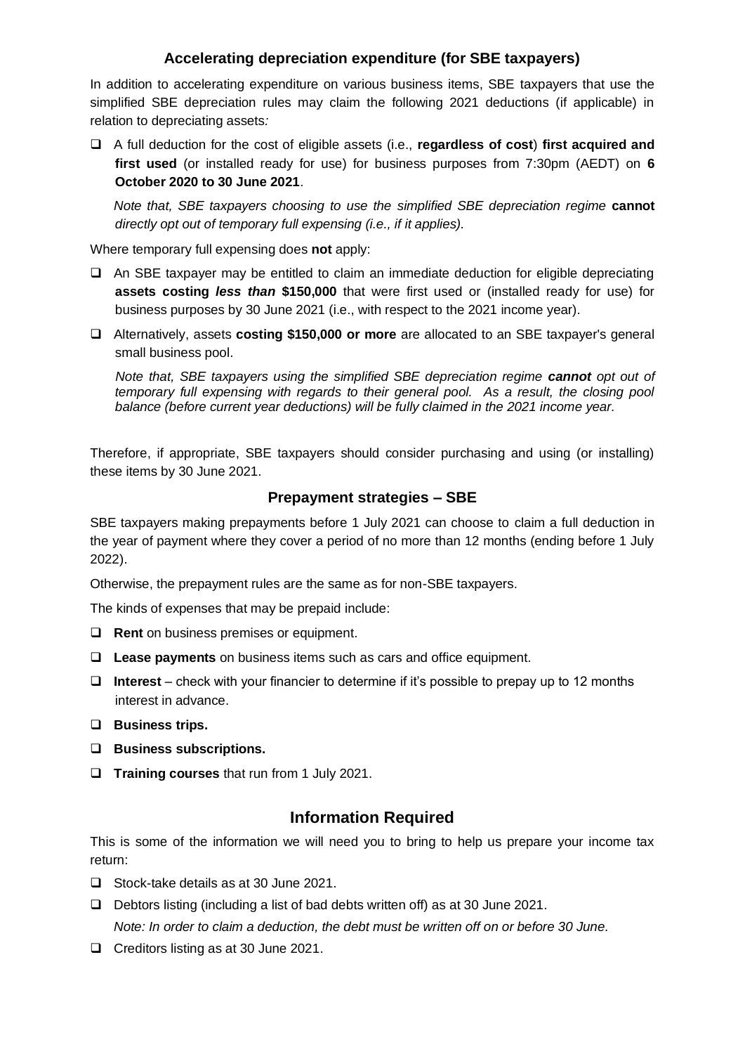## Accelerating depreciation expenditure (for SBE taxpayers)

In addition to accelerating expenditure on various business items, SBE taxpayers that use the simplified SBE depreciation rules may claim the following 2021 deductions (if applicable) in relation to depreciating assets*:*

- A full deduction for the cost of eligible assets (i.e., **regardless of cost**) **first acquired and first used** (or installed ready for use) for business purposes from 7:30pm (AEDT) on **6 October 2020 to 30 June 2021**.

  *Note that, SBE taxpayers choosing to use the simplified SBE depreciation regime* **cannot** *directly opt out of temporary full expensing (i.e., if it applies).*

Where temporary full expensing does **not** apply:

- An SBE taxpayer may be entitled to claim an immediate deduction for eligible depreciating **assets costing *less than* $150,000** that were first used or (installed ready for use) for business purposes by 30 June 2021 (i.e., with respect to the 2021 income year).
- Alternatively, assets **costing $150,000 or more** are allocated to an SBE taxpayer's general small business pool.

  *Note that, SBE taxpayers using the simplified SBE depreciation regime **cannot** opt out of temporary full expensing with regards to their general pool. As a result, the closing pool balance (before current year deductions) will be fully claimed in the 2021 income year.*

Therefore, if appropriate, SBE taxpayers should consider purchasing and using (or installing) these items by 30 June 2021.

## Prepayment strategies – SBE

SBE taxpayers making prepayments before 1 July 2021 can choose to claim a full deduction in the year of payment where they cover a period of no more than 12 months (ending before 1 July 2022).

Otherwise, the prepayment rules are the same as for non-SBE taxpayers.

The kinds of expenses that may be prepaid include:

- **Rent** on business premises or equipment.
- **Lease payments** on business items such as cars and office equipment.
- **Interest** – check with your financier to determine if it's possible to prepay up to 12 months interest in advance.
- **Business trips.**
- **Business subscriptions.**
- **Training courses** that run from 1 July 2021.

## Information Required

This is some of the information we will need you to bring to help us prepare your income tax return:

- Stock-take details as at 30 June 2021.
- Debtors listing (including a list of bad debts written off) as at 30 June 2021.

  *Note: In order to claim a deduction, the debt must be written off on or before 30 June.*
- Creditors listing as at 30 June 2021.